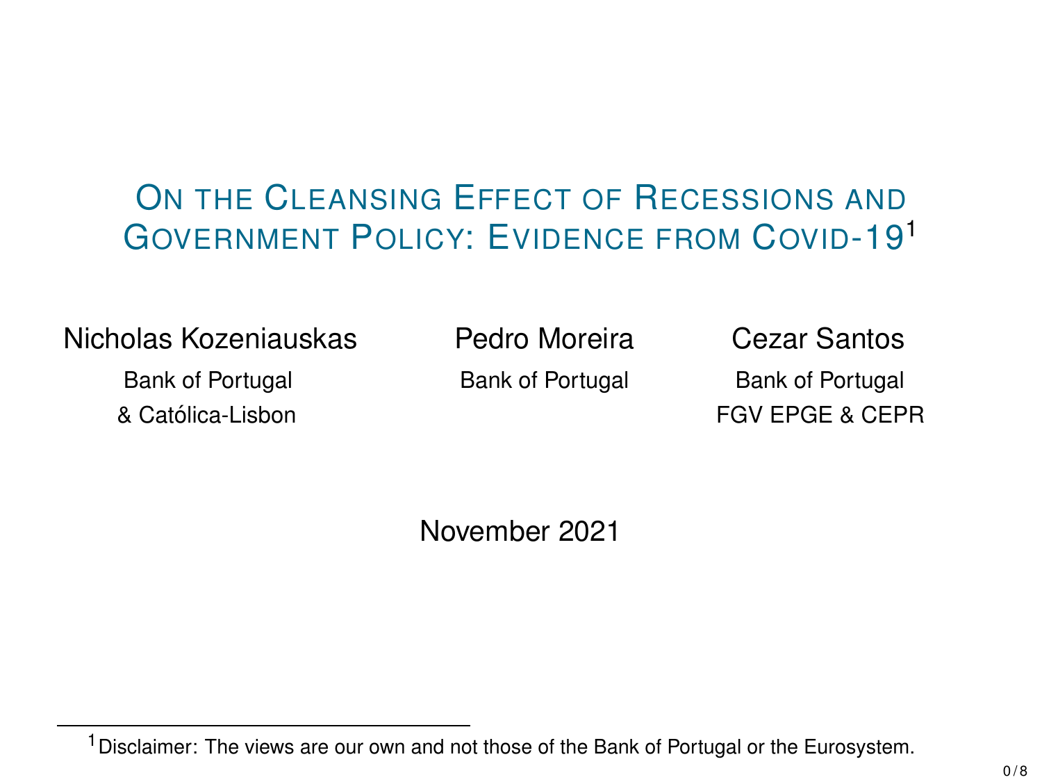# On the Cleansing Effect of Recessions and Government Policy: Evidence from Covid-19[1]

**Nicholas Kozeniauskas**
Bank of Portugal
& Católica-Lisbon

**Pedro Moreira**
Bank of Portugal

**Cezar Santos**
Bank of Portugal
FGV EPGE & CEPR

November 2021

[1] Disclaimer: The views are our own and not those of the Bank of Portugal or the Eurosystem.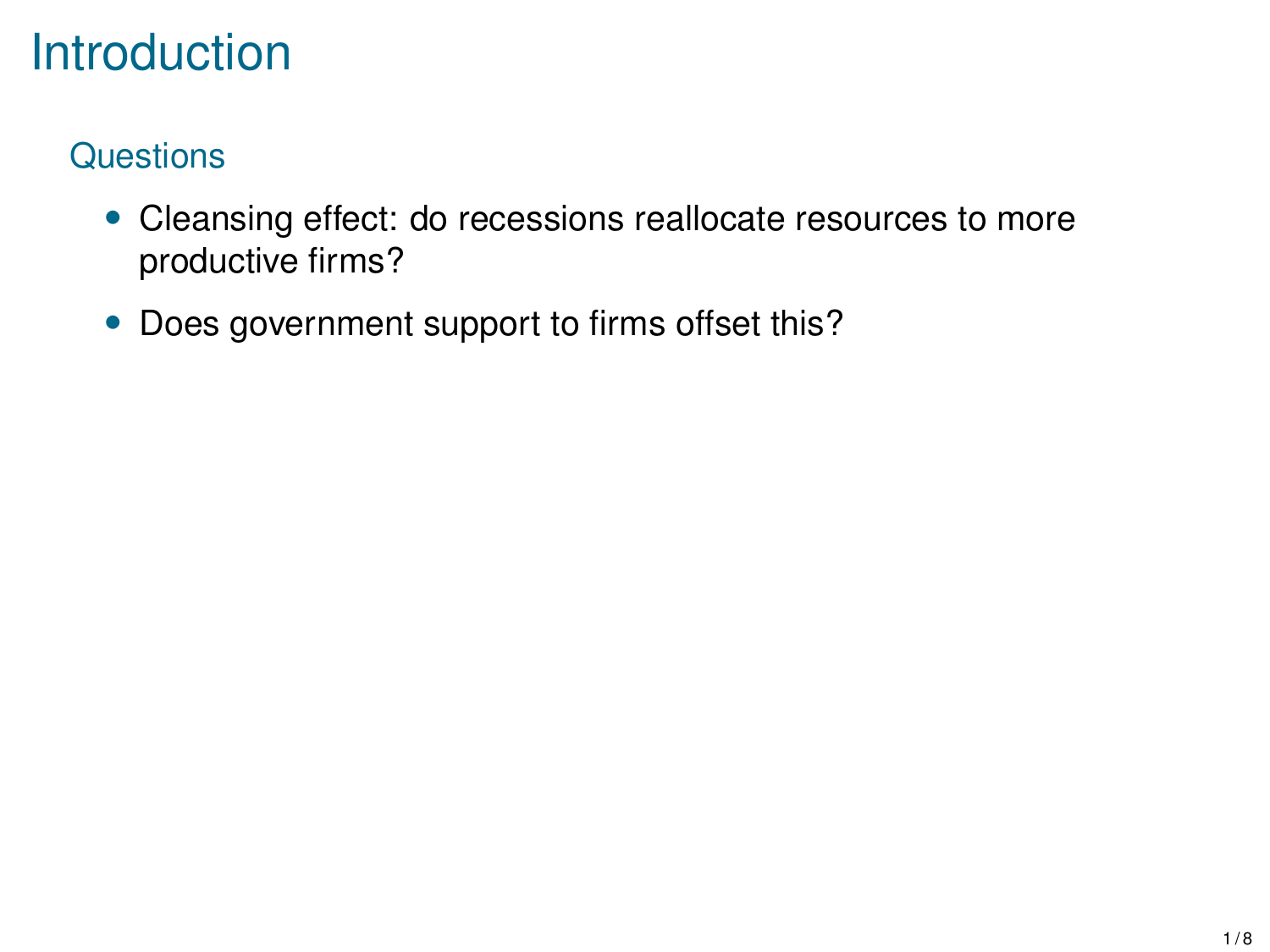# Introduction

## Questions

- Cleansing effect: do recessions reallocate resources to more productive firms?
- Does government support to firms offset this?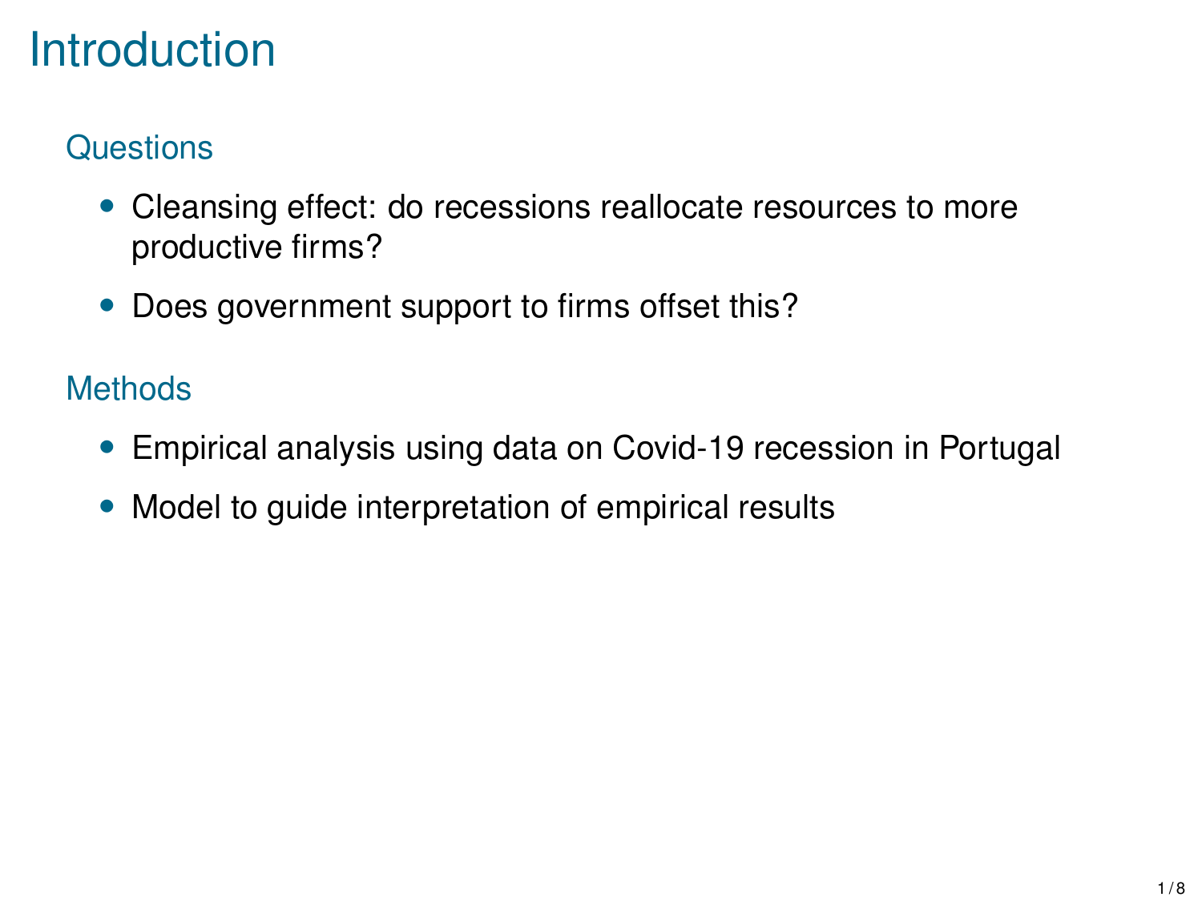# Introduction

## Questions

- Cleansing effect: do recessions reallocate resources to more productive firms?
- Does government support to firms offset this?

## Methods

- Empirical analysis using data on Covid-19 recession in Portugal
- Model to guide interpretation of empirical results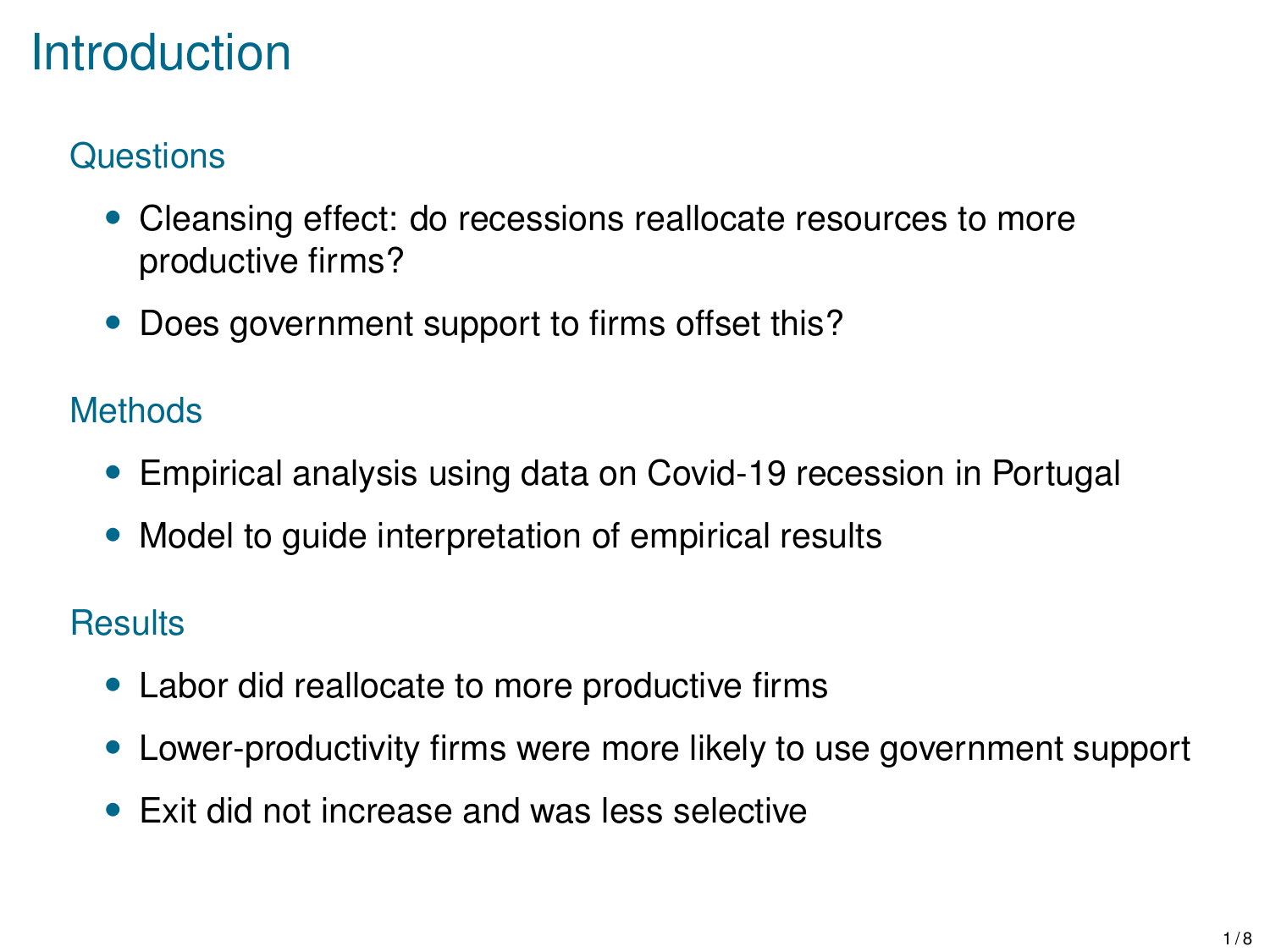# Introduction

## Questions

- Cleansing effect: do recessions reallocate resources to more productive firms?
- Does government support to firms offset this?

## Methods

- Empirical analysis using data on Covid-19 recession in Portugal
- Model to guide interpretation of empirical results

## Results

- Labor did reallocate to more productive firms
- Lower-productivity firms were more likely to use government support
- Exit did not increase and was less selective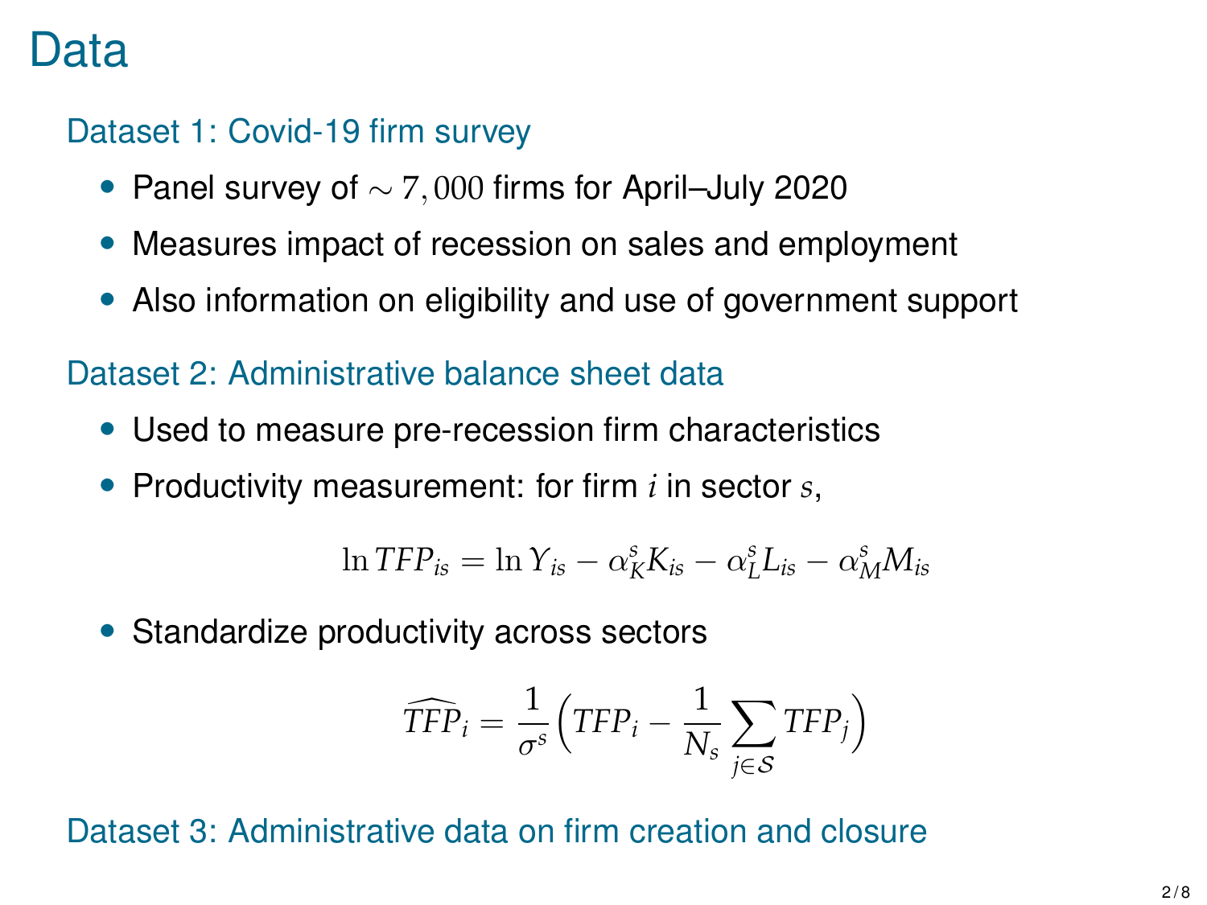# Data

## Dataset 1: Covid-19 firm survey

- Panel survey of $\sim 7,000$ firms for April–July 2020
- Measures impact of recession on sales and employment
- Also information on eligibility and use of government support

## Dataset 2: Administrative balance sheet data

- Used to measure pre-recession firm characteristics
- Productivity measurement: for firm $i$ in sector $s$,

$$\ln TFP_{is} = \ln Y_{is} - \alpha_K^s K_{is} - \alpha_L^s L_{is} - \alpha_M^s M_{is}$$

- Standardize productivity across sectors

$$\widehat{TFP}_i = \frac{1}{\sigma^s}\Big(TFP_i - \frac{1}{N_s}\sum_{j \in \mathcal{S}} TFP_j\Big)$$

## Dataset 3: Administrative data on firm creation and closure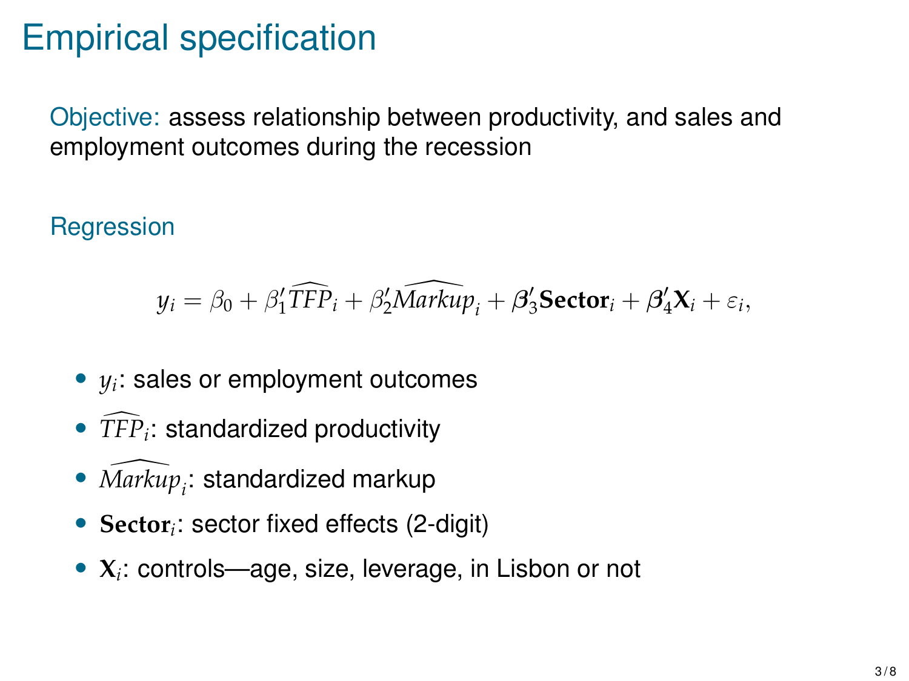# Empirical specification

Objective: assess relationship between productivity, and sales and employment outcomes during the recession

Regression

$$y_i = \beta_0 + \beta_1' \widehat{TFP}_i + \beta_2' \widehat{Markup}_i + \boldsymbol{\beta}_3' \mathbf{Sector}_i + \boldsymbol{\beta}_4' \mathbf{X}_i + \varepsilon_i,$$

- $y_i$: sales or employment outcomes
- $\widehat{TFP}_i$: standardized productivity
- $\widehat{Markup}_i$: standardized markup
- $\mathbf{Sector}_i$: sector fixed effects (2-digit)
- $\mathbf{X}_i$: controls—age, size, leverage, in Lisbon or not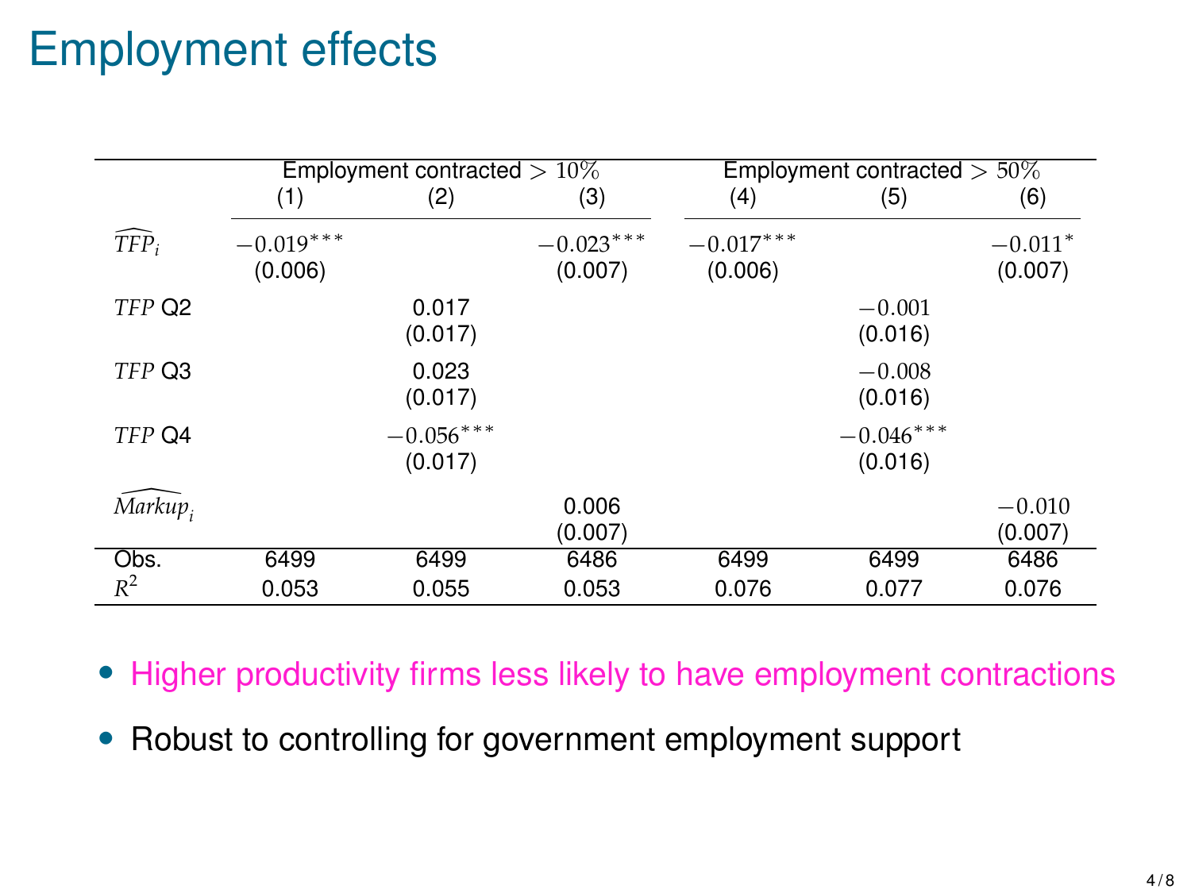# Employment effects

| | Employment contracted > 10% | | | Employment contracted > 50% | | |
|---|---|---|---|---|---|---|
| | (1) | (2) | (3) | (4) | (5) | (6) |
| $\widehat{TFP}_i$ | $-0.019^{***}$ | | $-0.023^{***}$ | $-0.017^{***}$ | | $-0.011^{*}$ |
| | (0.006) | | (0.007) | (0.006) | | (0.007) |
| *TFP* Q2 | | 0.017 | | | $-0.001$ | |
| | | (0.017) | | | (0.016) | |
| *TFP* Q3 | | 0.023 | | | $-0.008$ | |
| | | (0.017) | | | (0.016) | |
| *TFP* Q4 | | $-0.056^{***}$ | | | $-0.046^{***}$ | |
| | | (0.017) | | | (0.016) | |
| $\widehat{Markup}_i$ | | | 0.006 | | | $-0.010$ |
| | | | (0.007) | | | (0.007) |
| Obs. | 6499 | 6499 | 6486 | 6499 | 6499 | 6486 |
| $R^2$ | 0.053 | 0.055 | 0.053 | 0.076 | 0.077 | 0.076 |

- Higher productivity firms less likely to have employment contractions
- Robust to controlling for government employment support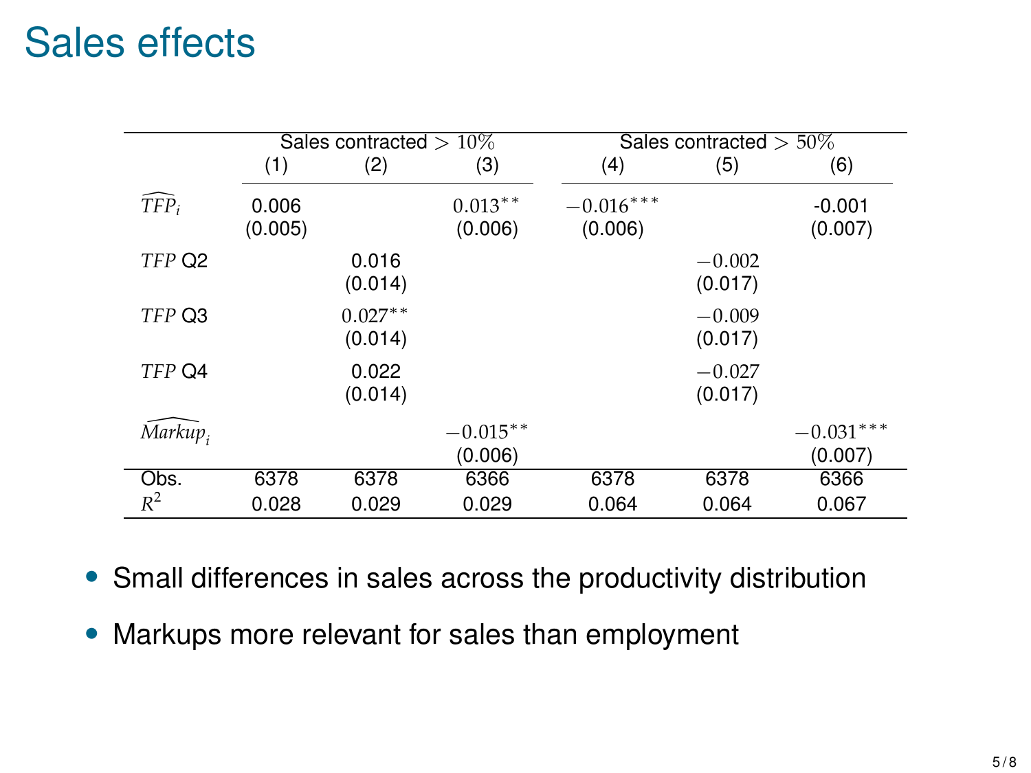# Sales effects

| | Sales contracted $> 10\%$ | | | Sales contracted $> 50\%$ | | |
|---|---|---|---|---|---|---|
| | (1) | (2) | (3) | (4) | (5) | (6) |
| $\widehat{TFP}_i$ | 0.006 | | $0.013^{**}$ | $-0.016^{***}$ | | -0.001 |
| | (0.005) | | (0.006) | (0.006) | | (0.007) |
| $TFP$ Q2 | | 0.016 | | | $-0.002$ | |
| | | (0.014) | | | (0.017) | |
| $TFP$ Q3 | | $0.027^{**}$ | | | $-0.009$ | |
| | | (0.014) | | | (0.017) | |
| $TFP$ Q4 | | 0.022 | | | $-0.027$ | |
| | | (0.014) | | | (0.017) | |
| $\widehat{Markup}_i$ | | | $-0.015^{**}$ | | | $-0.031^{***}$ |
| | | | (0.006) | | | (0.007) |
| Obs. | 6378 | 6378 | 6366 | 6378 | 6378 | 6366 |
| $R^2$ | 0.028 | 0.029 | 0.029 | 0.064 | 0.064 | 0.067 |

- Small differences in sales across the productivity distribution
- Markups more relevant for sales than employment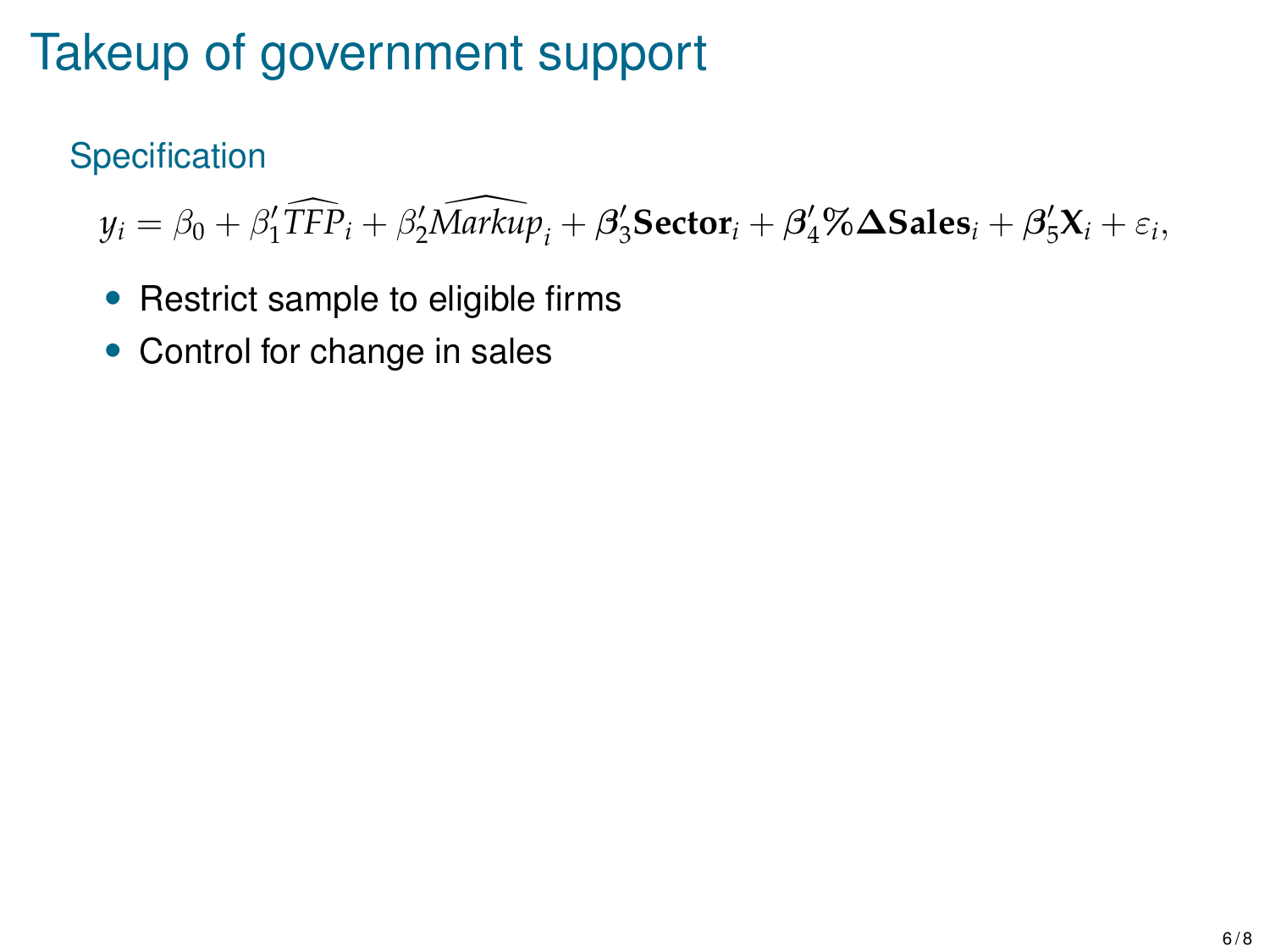# Takeup of government support

## Specification

$$y_i = \beta_0 + \beta_1' \widehat{TFP}_i + \beta_2' \widehat{Markup}_i + \boldsymbol{\beta}_3' \mathbf{Sector}_i + \boldsymbol{\beta}_4' \%\boldsymbol{\Delta}\mathbf{Sales}_i + \boldsymbol{\beta}_5' \mathbf{X}_i + \varepsilon_i,$$

- Restrict sample to eligible firms
- Control for change in sales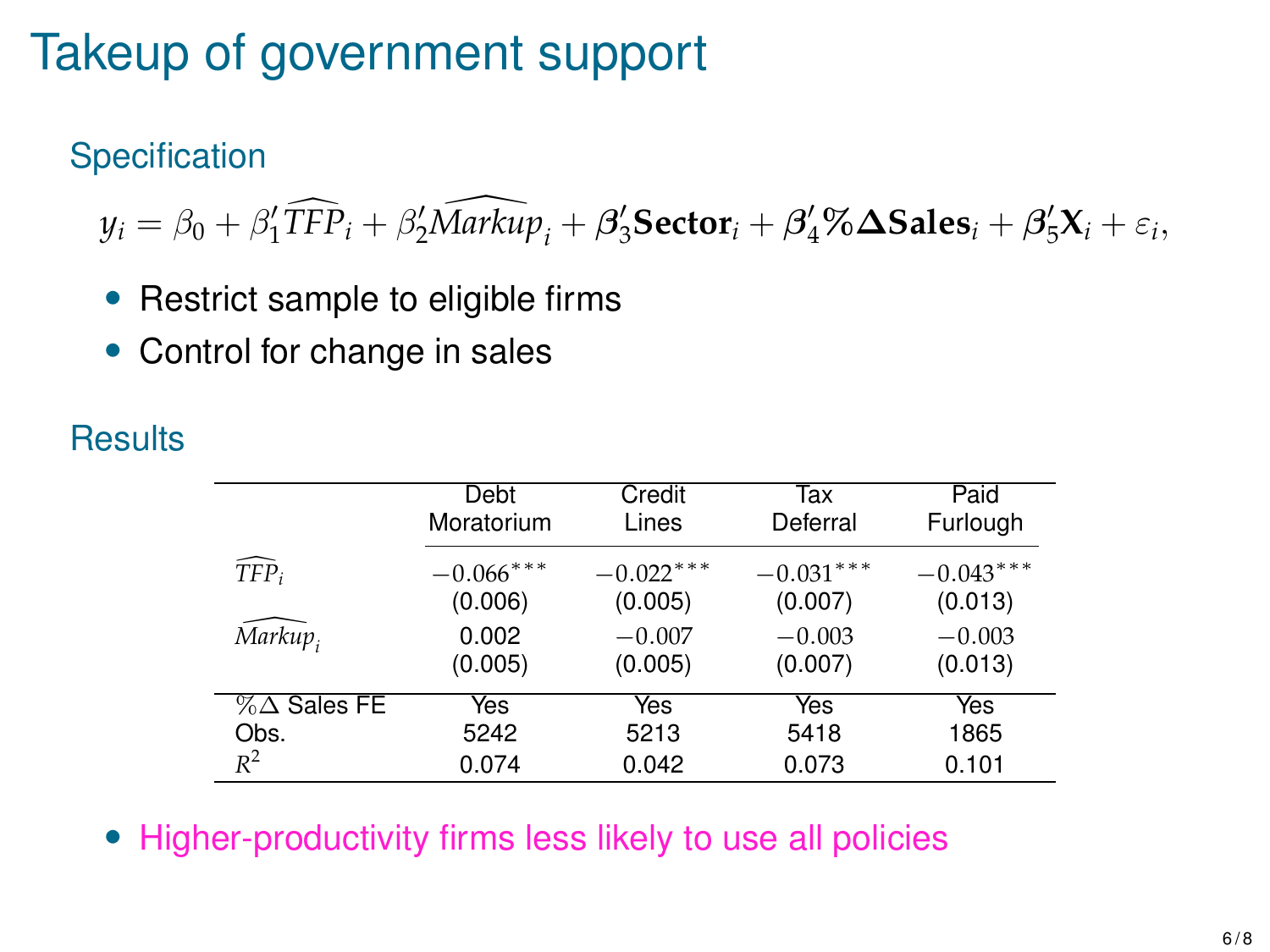# Takeup of government support

## Specification

$$y_i = \beta_0 + \beta_1' \widehat{TFP}_i + \beta_2' \widehat{Markup}_i + \boldsymbol{\beta}_3' \mathbf{Sector}_i + \boldsymbol{\beta}_4' \%\boldsymbol{\Delta}\mathbf{Sales}_i + \boldsymbol{\beta}_5' \mathbf{X}_i + \varepsilon_i,$$

- Restrict sample to eligible firms
- Control for change in sales

## Results

| | Debt Moratorium | Credit Lines | Tax Deferral | Paid Furlough |
|---|---|---|---|---|
| $\widehat{TFP}_i$ | $-0.066^{***}$ | $-0.022^{***}$ | $-0.031^{***}$ | $-0.043^{***}$ |
| | (0.006) | (0.005) | (0.007) | (0.013) |
| $\widehat{Markup}_i$ | 0.002 | $-0.007$ | $-0.003$ | $-0.003$ |
| | (0.005) | (0.005) | (0.007) | (0.013) |
| $\%\Delta$ Sales FE | Yes | Yes | Yes | Yes |
| Obs. | 5242 | 5213 | 5418 | 1865 |
| $R^2$ | 0.074 | 0.042 | 0.073 | 0.101 |

- Higher-productivity firms less likely to use all policies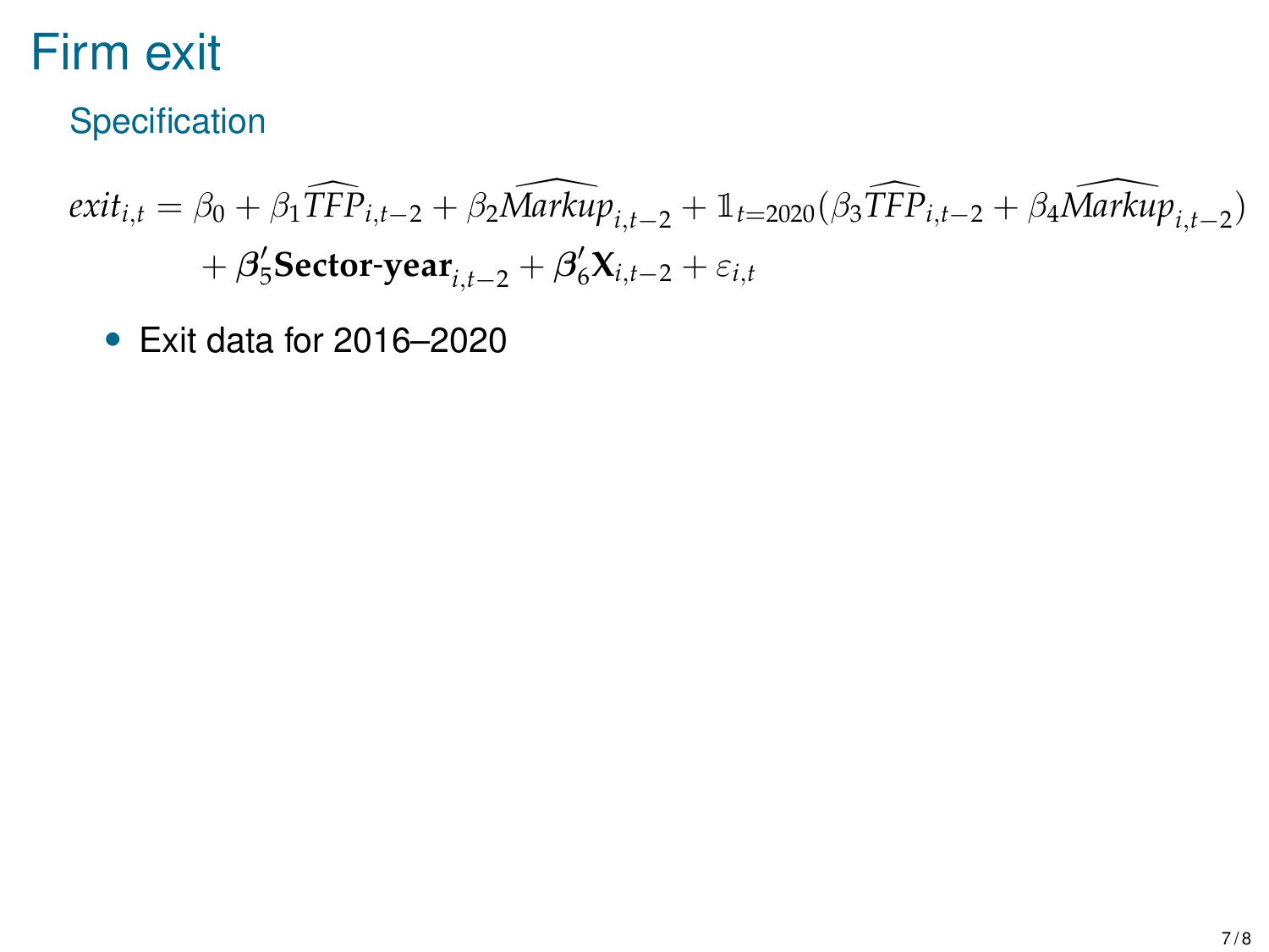# Firm exit

## Specification

$$
\begin{aligned}
exit_{i,t} = \beta_0 + \beta_1 \widehat{TFP}_{i,t-2} + \beta_2 \widehat{Markup}_{i,t-2} + \mathbb{1}_{t=2020}(\beta_3 \widehat{TFP}_{i,t-2} + \beta_4 \widehat{Markup}_{i,t-2}) \\
+ \boldsymbol{\beta}_5' \textbf{Sector-year}_{i,t-2} + \boldsymbol{\beta}_6' \mathbf{X}_{i,t-2} + \varepsilon_{i,t}
\end{aligned}
$$

- Exit data for 2016–2020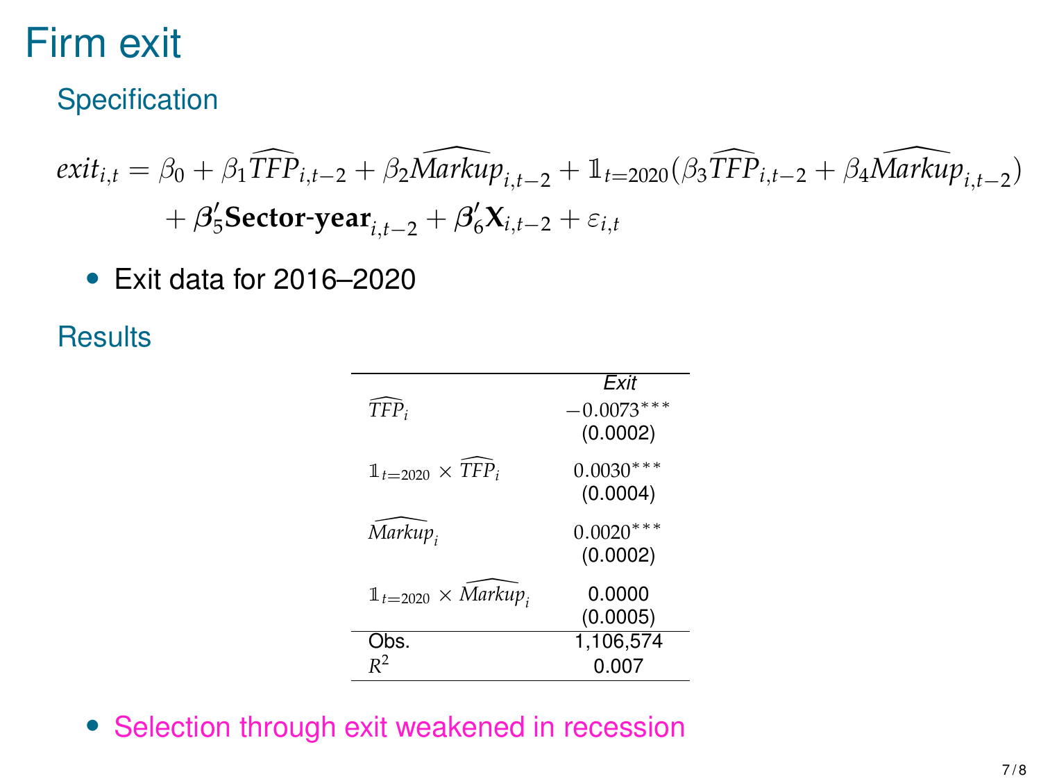# Firm exit

## Specification

$$exit_{i,t} = \beta_0 + \beta_1 \widehat{TFP}_{i,t-2} + \beta_2 \widehat{Markup}_{i,t-2} + \mathbb{1}_{t=2020}(\beta_3 \widehat{TFP}_{i,t-2} + \beta_4 \widehat{Markup}_{i,t-2}) + \boldsymbol{\beta}_5' \textbf{Sector-year}_{i,t-2} + \boldsymbol{\beta}_6' \mathbf{X}_{i,t-2} + \varepsilon_{i,t}$$

- Exit data for 2016–2020

## Results

| | *Exit* |
|---|---|
| $\widehat{TFP}_i$ | $-0.0073^{***}$ |
| | (0.0002) |
| $\mathbb{1}_{t=2020} \times \widehat{TFP}_i$ | $0.0030^{***}$ |
| | (0.0004) |
| $\widehat{Markup}_i$ | $0.0020^{***}$ |
| | (0.0002) |
| $\mathbb{1}_{t=2020} \times \widehat{Markup}_i$ | 0.0000 |
| | (0.0005) |
| Obs. | 1,106,574 |
| $R^2$ | 0.007 |

- Selection through exit weakened in recession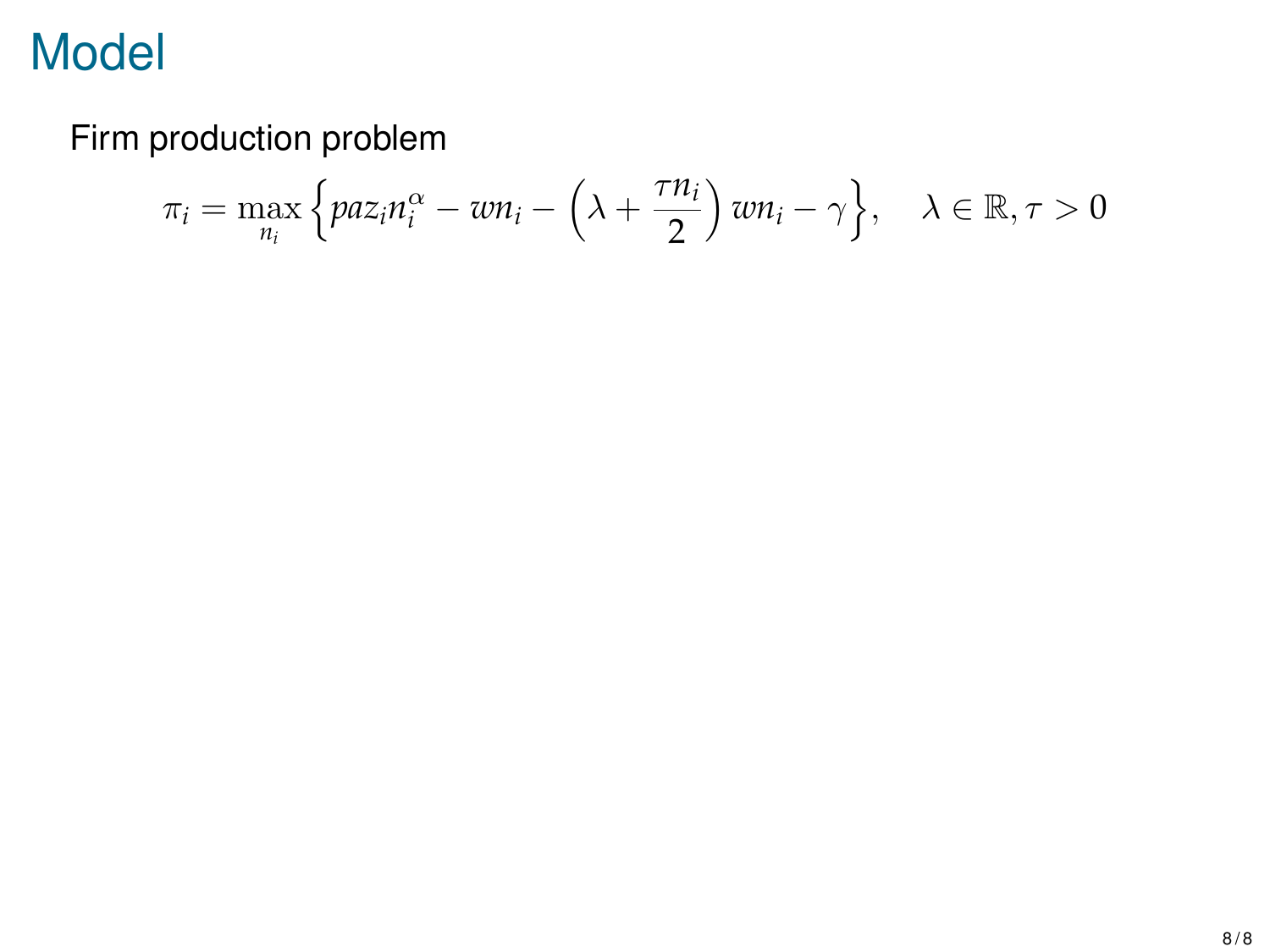# Model

Firm production problem

$$\pi_i = \max_{n_i} \left\{ p a z_i n_i^{\alpha} - w n_i - \left( \lambda + \frac{\tau n_i}{2} \right) w n_i - \gamma \right\}, \quad \lambda \in \mathbb{R}, \tau > 0$$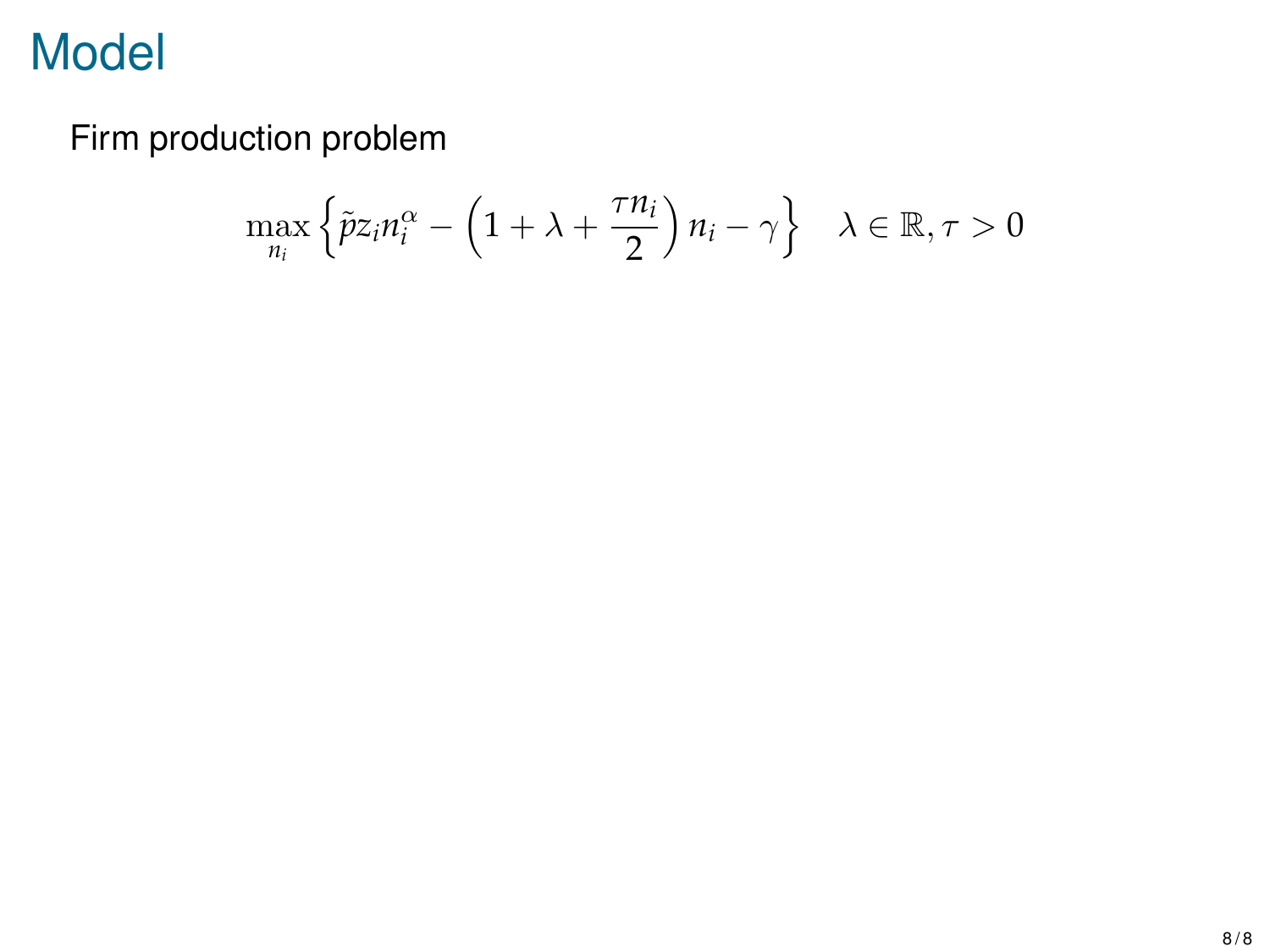# Model

Firm production problem

$$\max_{n_i} \left\{ \tilde{p} z_i n_i^{\alpha} - \left(1 + \lambda + \frac{\tau n_i}{2}\right) n_i - \gamma \right\} \quad \lambda \in \mathbb{R}, \tau > 0$$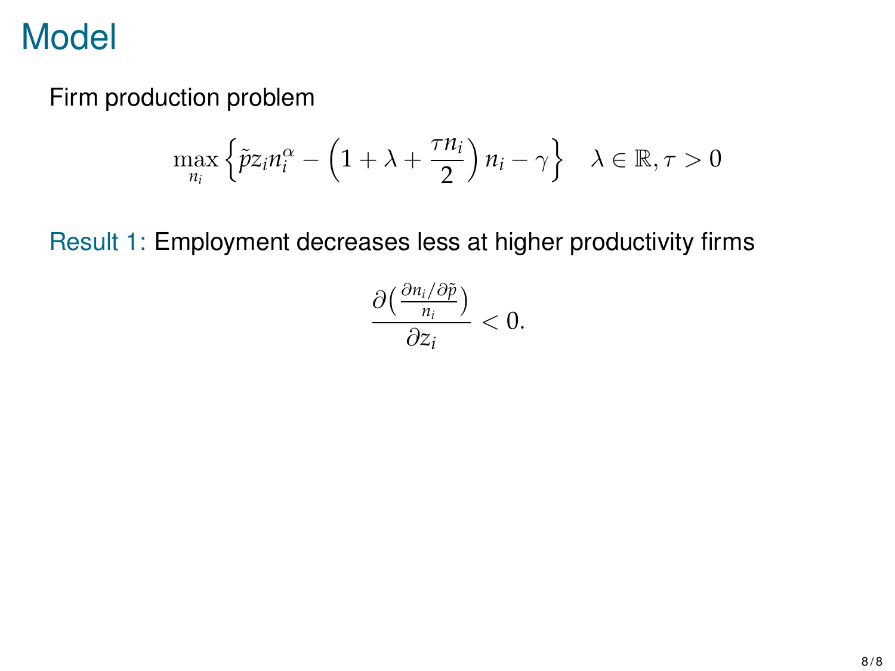# Model

Firm production problem

$$\max_{n_i} \left\{ \tilde{p} z_i n_i^{\alpha} - \left(1 + \lambda + \frac{\tau n_i}{2}\right) n_i - \gamma \right\} \quad \lambda \in \mathbb{R}, \tau > 0$$

Result 1: Employment decreases less at higher productivity firms

$$\frac{\partial\left(\frac{\partial n_i / \partial \tilde{p}}{n_i}\right)}{\partial z_i} < 0.$$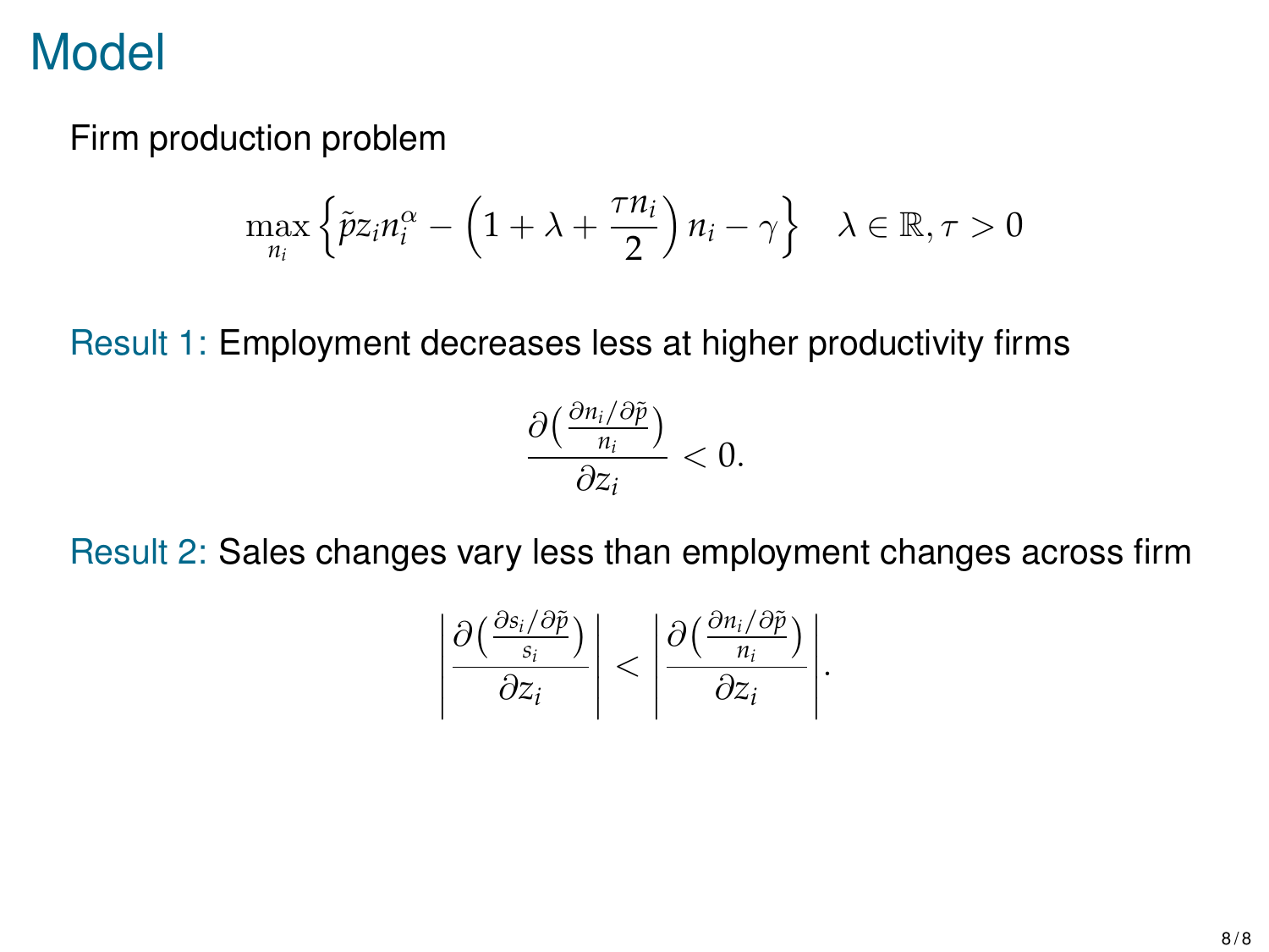# Model

Firm production problem

$$\max_{n_i} \left\{ \tilde{p} z_i n_i^{\alpha} - \left( 1 + \lambda + \frac{\tau n_i}{2} \right) n_i - \gamma \right\} \quad \lambda \in \mathbb{R}, \tau > 0$$

Result 1: Employment decreases less at higher productivity firms

$$\frac{\partial \left( \frac{\partial n_i / \partial \tilde{p}}{n_i} \right)}{\partial z_i} < 0.$$

Result 2: Sales changes vary less than employment changes across firm

$$\left| \frac{\partial \left( \frac{\partial s_i / \partial \tilde{p}}{s_i} \right)}{\partial z_i} \right| < \left| \frac{\partial \left( \frac{\partial n_i / \partial \tilde{p}}{n_i} \right)}{\partial z_i} \right|.$$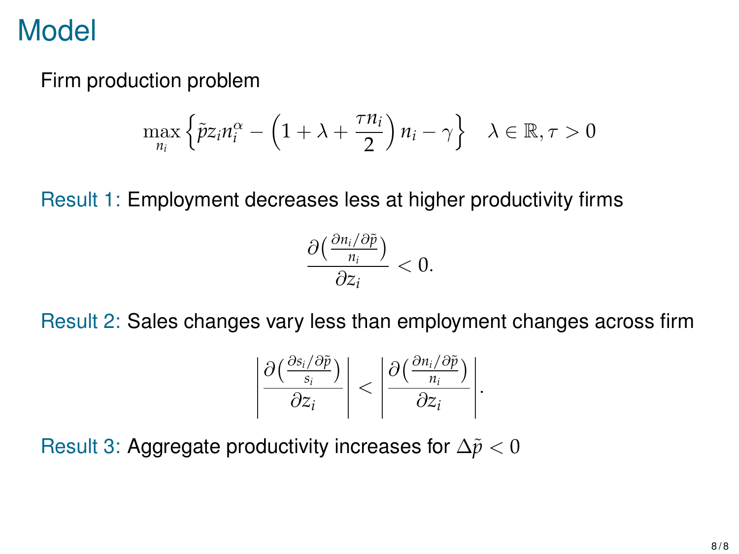# Model

Firm production problem

$$\max_{n_i} \left\{ \tilde{p} z_i n_i^{\alpha} - \left(1 + \lambda + \frac{\tau n_i}{2}\right) n_i - \gamma \right\} \quad \lambda \in \mathbb{R}, \tau > 0$$

Result 1: Employment decreases less at higher productivity firms

$$\frac{\partial\left(\frac{\partial n_i / \partial \tilde{p}}{n_i}\right)}{\partial z_i} < 0.$$

Result 2: Sales changes vary less than employment changes across firm

$$\left| \frac{\partial\left(\frac{\partial s_i / \partial \tilde{p}}{s_i}\right)}{\partial z_i} \right| < \left| \frac{\partial\left(\frac{\partial n_i / \partial \tilde{p}}{n_i}\right)}{\partial z_i} \right|.$$

Result 3: Aggregate productivity increases for $\Delta \tilde{p} < 0$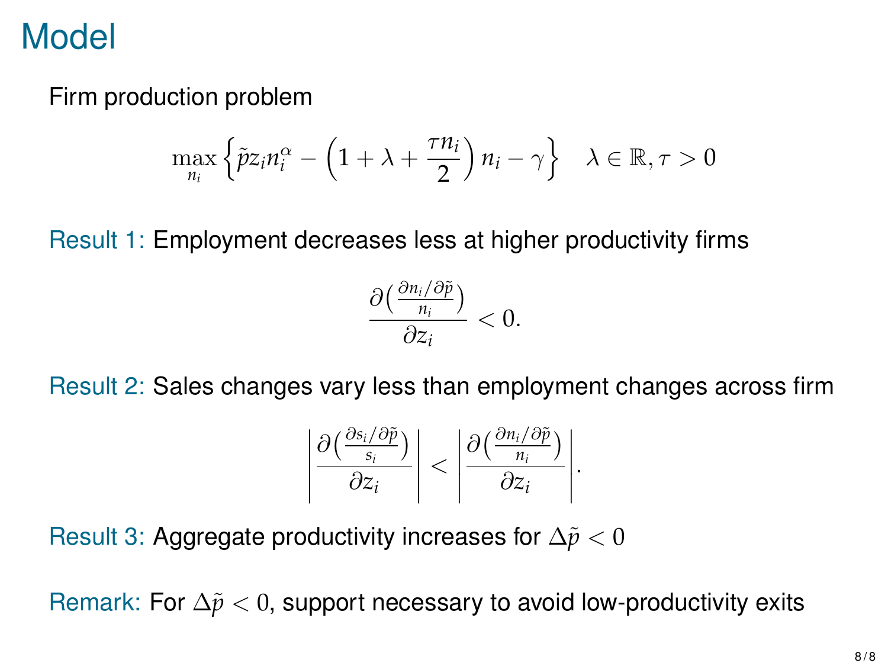# Model

Firm production problem

$$\max_{n_i} \left\{ \tilde{p} z_i n_i^{\alpha} - \left( 1 + \lambda + \frac{\tau n_i}{2} \right) n_i - \gamma \right\} \quad \lambda \in \mathbb{R}, \tau > 0$$

Result 1: Employment decreases less at higher productivity firms

$$\frac{\partial \left( \frac{\partial n_i / \partial \tilde{p}}{n_i} \right)}{\partial z_i} < 0.$$

Result 2: Sales changes vary less than employment changes across firm

$$\left| \frac{\partial \left( \frac{\partial s_i / \partial \tilde{p}}{s_i} \right)}{\partial z_i} \right| < \left| \frac{\partial \left( \frac{\partial n_i / \partial \tilde{p}}{n_i} \right)}{\partial z_i} \right|.$$

Result 3: Aggregate productivity increases for $\Delta \tilde{p} < 0$

Remark: For $\Delta \tilde{p} < 0$, support necessary to avoid low-productivity exits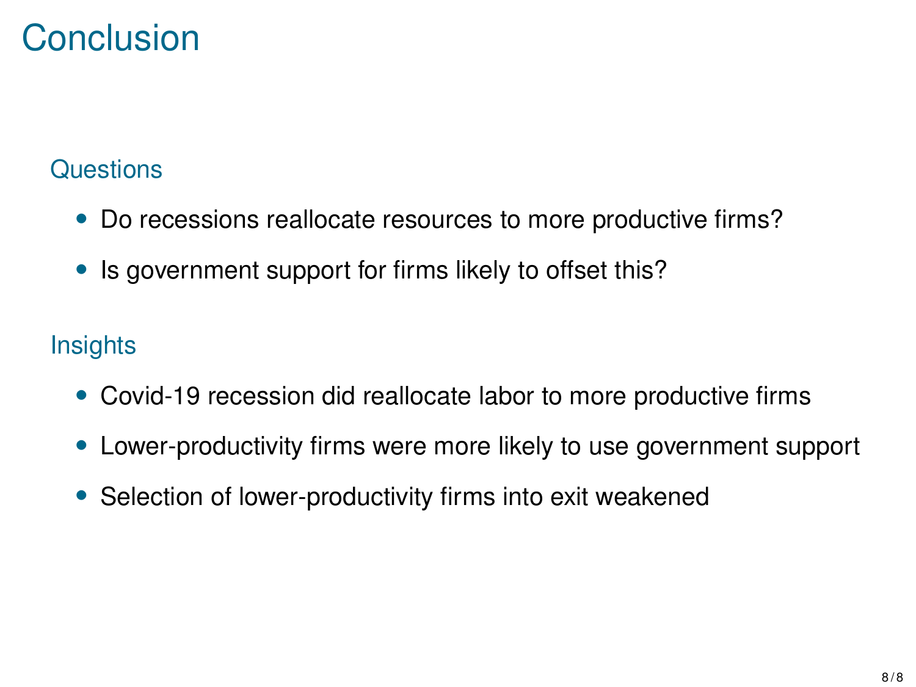# Conclusion

## Questions

- Do recessions reallocate resources to more productive firms?
- Is government support for firms likely to offset this?

## Insights

- Covid-19 recession did reallocate labor to more productive firms
- Lower-productivity firms were more likely to use government support
- Selection of lower-productivity firms into exit weakened